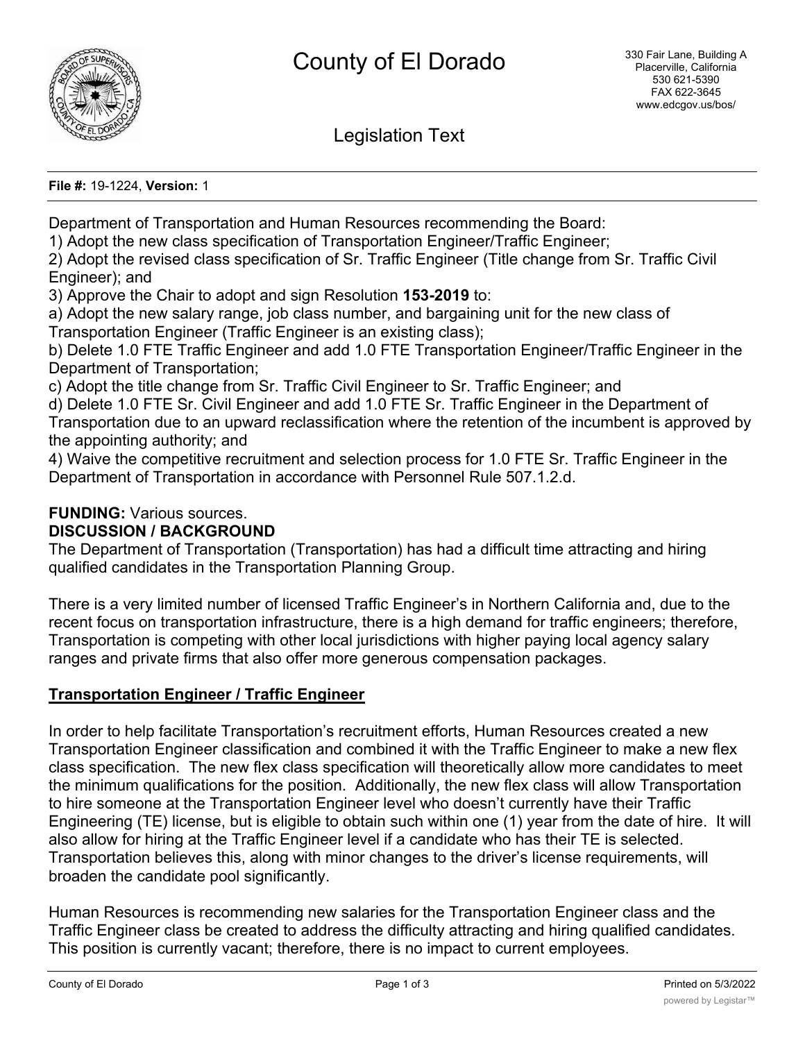# County of El Dorado

330 Fair Lane, Building A
Placerville, California
530 621-5390
FAX 622-3645
www.edcgov.us/bos/

## Legislation Text

**File #:** 19-1224, **Version:** 1

Department of Transportation and Human Resources recommending the Board:
1) Adopt the new class specification of Transportation Engineer/Traffic Engineer;
2) Adopt the revised class specification of Sr. Traffic Engineer (Title change from Sr. Traffic Civil Engineer); and
3) Approve the Chair to adopt and sign Resolution **153-2019** to:
a) Adopt the new salary range, job class number, and bargaining unit for the new class of Transportation Engineer (Traffic Engineer is an existing class);
b) Delete 1.0 FTE Traffic Engineer and add 1.0 FTE Transportation Engineer/Traffic Engineer in the Department of Transportation;
c) Adopt the title change from Sr. Traffic Civil Engineer to Sr. Traffic Engineer; and
d) Delete 1.0 FTE Sr. Civil Engineer and add 1.0 FTE Sr. Traffic Engineer in the Department of Transportation due to an upward reclassification where the retention of the incumbent is approved by the appointing authority; and
4) Waive the competitive recruitment and selection process for 1.0 FTE Sr. Traffic Engineer in the Department of Transportation in accordance with Personnel Rule 507.1.2.d.

**FUNDING:** Various sources.

**DISCUSSION / BACKGROUND**

The Department of Transportation (Transportation) has had a difficult time attracting and hiring qualified candidates in the Transportation Planning Group.

There is a very limited number of licensed Traffic Engineer's in Northern California and, due to the recent focus on transportation infrastructure, there is a high demand for traffic engineers; therefore, Transportation is competing with other local jurisdictions with higher paying local agency salary ranges and private firms that also offer more generous compensation packages.

**Transportation Engineer / Traffic Engineer**

In order to help facilitate Transportation's recruitment efforts, Human Resources created a new Transportation Engineer classification and combined it with the Traffic Engineer to make a new flex class specification. The new flex class specification will theoretically allow more candidates to meet the minimum qualifications for the position. Additionally, the new flex class will allow Transportation to hire someone at the Transportation Engineer level who doesn't currently have their Traffic Engineering (TE) license, but is eligible to obtain such within one (1) year from the date of hire. It will also allow for hiring at the Traffic Engineer level if a candidate who has their TE is selected. Transportation believes this, along with minor changes to the driver's license requirements, will broaden the candidate pool significantly.

Human Resources is recommending new salaries for the Transportation Engineer class and the Traffic Engineer class be created to address the difficulty attracting and hiring qualified candidates. This position is currently vacant; therefore, there is no impact to current employees.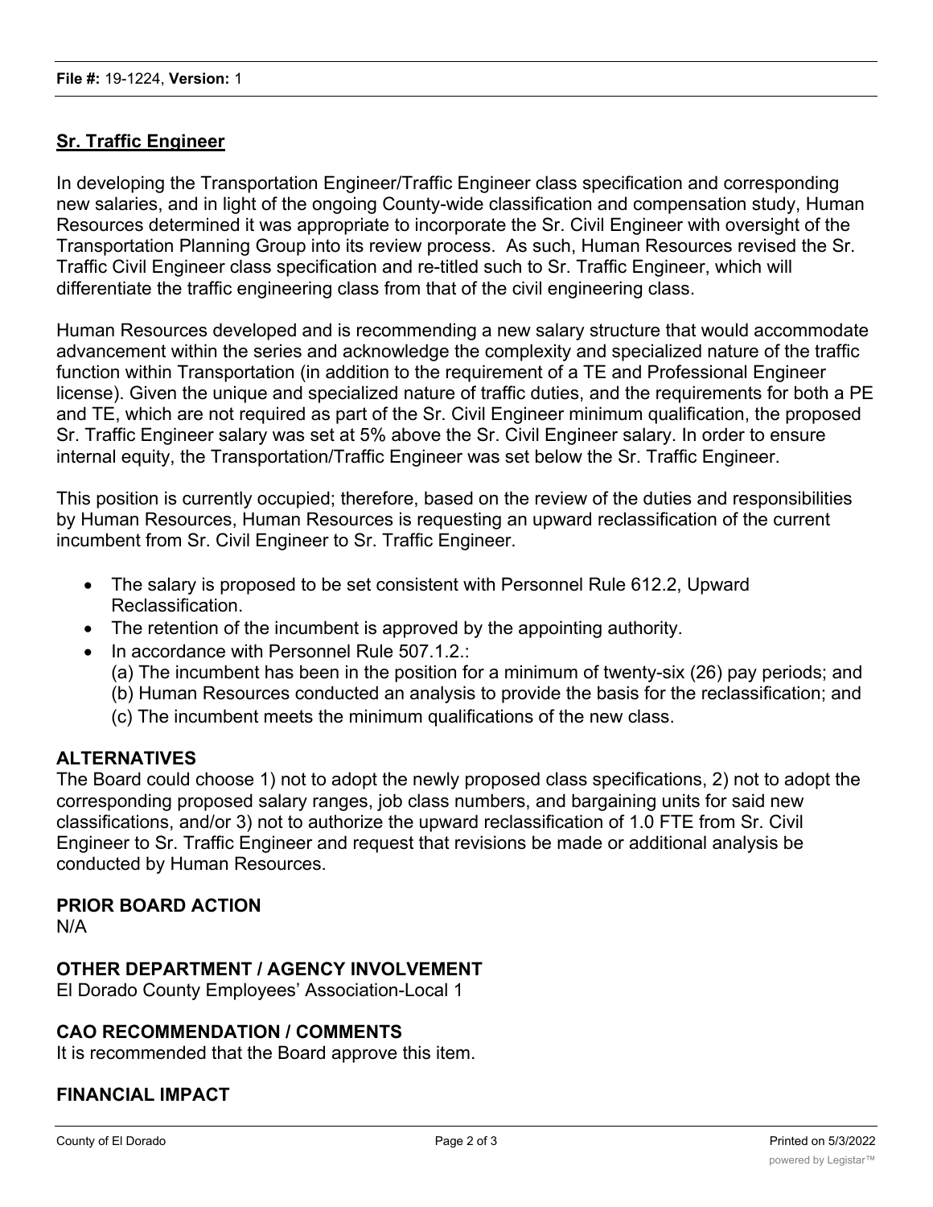**Sr. Traffic Engineer**

In developing the Transportation Engineer/Traffic Engineer class specification and corresponding new salaries, and in light of the ongoing County-wide classification and compensation study, Human Resources determined it was appropriate to incorporate the Sr. Civil Engineer with oversight of the Transportation Planning Group into its review process. As such, Human Resources revised the Sr. Traffic Civil Engineer class specification and re-titled such to Sr. Traffic Engineer, which will differentiate the traffic engineering class from that of the civil engineering class.

Human Resources developed and is recommending a new salary structure that would accommodate advancement within the series and acknowledge the complexity and specialized nature of the traffic function within Transportation (in addition to the requirement of a TE and Professional Engineer license). Given the unique and specialized nature of traffic duties, and the requirements for both a PE and TE, which are not required as part of the Sr. Civil Engineer minimum qualification, the proposed Sr. Traffic Engineer salary was set at 5% above the Sr. Civil Engineer salary. In order to ensure internal equity, the Transportation/Traffic Engineer was set below the Sr. Traffic Engineer.

This position is currently occupied; therefore, based on the review of the duties and responsibilities by Human Resources, Human Resources is requesting an upward reclassification of the current incumbent from Sr. Civil Engineer to Sr. Traffic Engineer.

- The salary is proposed to be set consistent with Personnel Rule 612.2, Upward Reclassification.
- The retention of the incumbent is approved by the appointing authority.
- In accordance with Personnel Rule 507.1.2.:
  (a) The incumbent has been in the position for a minimum of twenty-six (26) pay periods; and
  (b) Human Resources conducted an analysis to provide the basis for the reclassification; and
  (c) The incumbent meets the minimum qualifications of the new class.

## ALTERNATIVES

The Board could choose 1) not to adopt the newly proposed class specifications, 2) not to adopt the corresponding proposed salary ranges, job class numbers, and bargaining units for said new classifications, and/or 3) not to authorize the upward reclassification of 1.0 FTE from Sr. Civil Engineer to Sr. Traffic Engineer and request that revisions be made or additional analysis be conducted by Human Resources.

## PRIOR BOARD ACTION

N/A

## OTHER DEPARTMENT / AGENCY INVOLVEMENT

El Dorado County Employees' Association-Local 1

## CAO RECOMMENDATION / COMMENTS

It is recommended that the Board approve this item.

## FINANCIAL IMPACT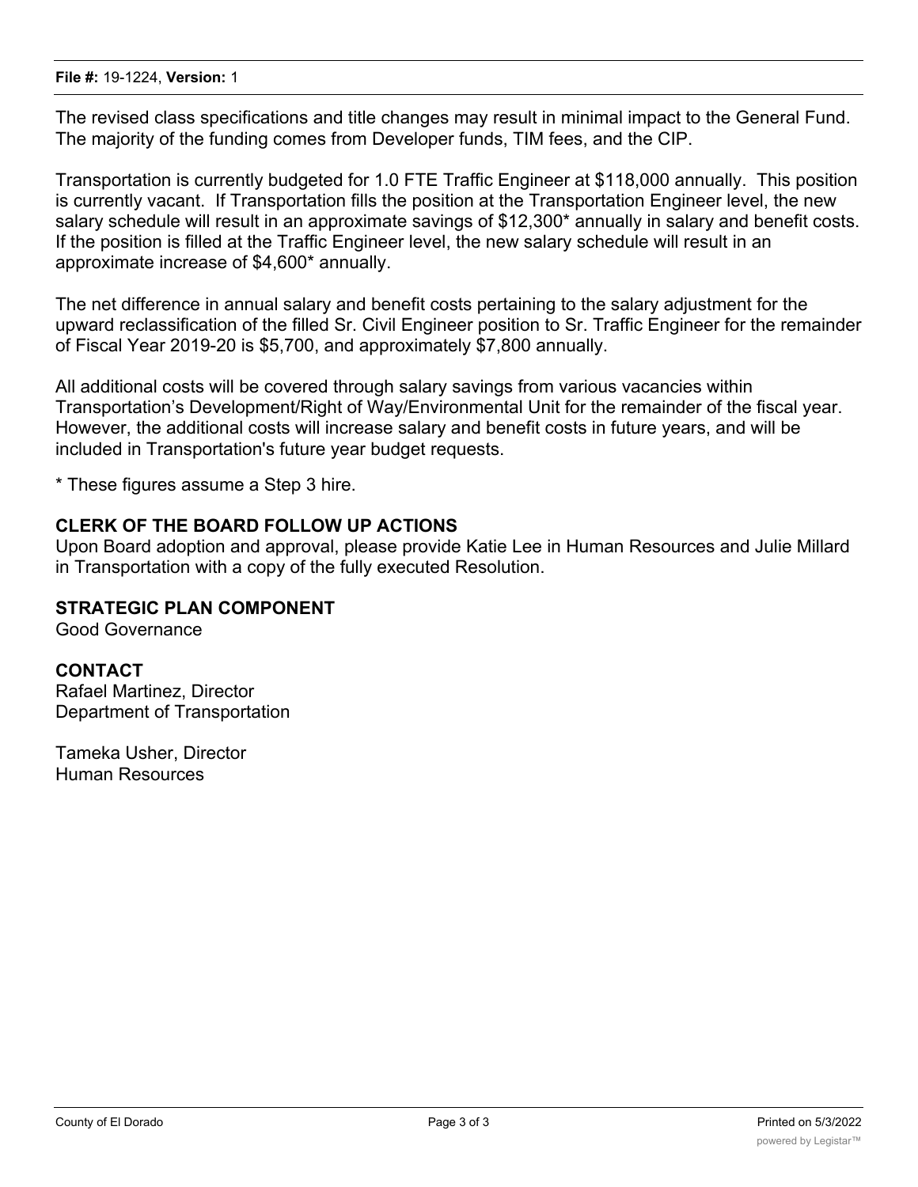The revised class specifications and title changes may result in minimal impact to the General Fund. The majority of the funding comes from Developer funds, TIM fees, and the CIP.

Transportation is currently budgeted for 1.0 FTE Traffic Engineer at $118,000 annually. This position is currently vacant. If Transportation fills the position at the Transportation Engineer level, the new salary schedule will result in an approximate savings of $12,300* annually in salary and benefit costs. If the position is filled at the Traffic Engineer level, the new salary schedule will result in an approximate increase of $4,600* annually.

The net difference in annual salary and benefit costs pertaining to the salary adjustment for the upward reclassification of the filled Sr. Civil Engineer position to Sr. Traffic Engineer for the remainder of Fiscal Year 2019-20 is $5,700, and approximately $7,800 annually.

All additional costs will be covered through salary savings from various vacancies within Transportation's Development/Right of Way/Environmental Unit for the remainder of the fiscal year. However, the additional costs will increase salary and benefit costs in future years, and will be included in Transportation's future year budget requests.

* These figures assume a Step 3 hire.

**CLERK OF THE BOARD FOLLOW UP ACTIONS**
Upon Board adoption and approval, please provide Katie Lee in Human Resources and Julie Millard in Transportation with a copy of the fully executed Resolution.

**STRATEGIC PLAN COMPONENT**
Good Governance

**CONTACT**
Rafael Martinez, Director
Department of Transportation

Tameka Usher, Director
Human Resources